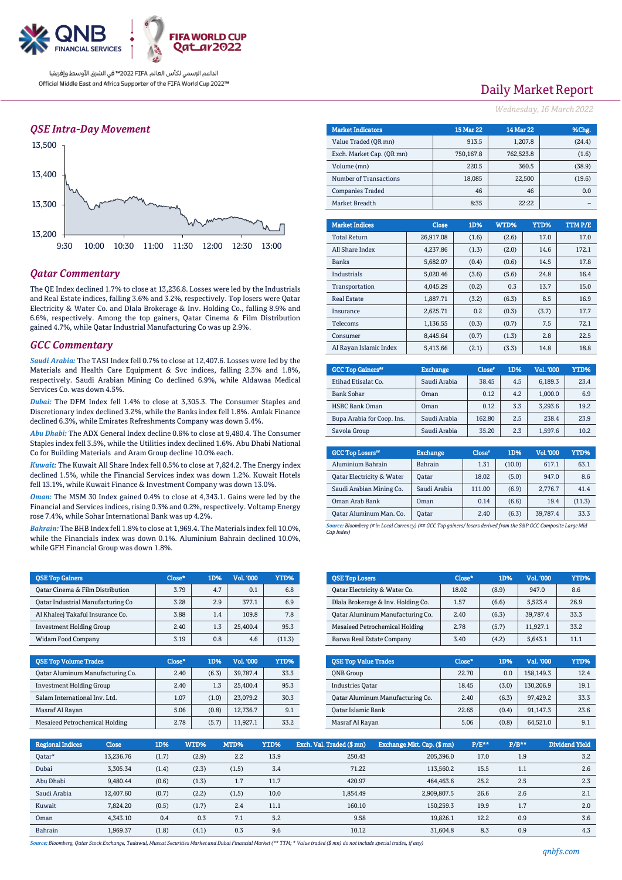QNB FINANCIAL SERVICES

FIFA WORLD CUP Qatar2022

الداعم الرسمي لكأس العالم FIFA 2022™ في الشرق الأوسط وإفريقيا
Official Middle East and Africa Supporter of the FIFA World Cup 2022™

# Daily Market Report

*Wednesday, 16 March 2022*

## QSE Intra-Day Movement

## Qatar Commentary

The QE Index declined 1.7% to close at 13,236.8. Losses were led by the Industrials and Real Estate indices, falling 3.6% and 3.2%, respectively. Top losers were Qatar Electricity & Water Co. and Dlala Brokerage & Inv. Holding Co., falling 8.9% and 6.6%, respectively. Among the top gainers, Qatar Cinema & Film Distribution gained 4.7%, while Qatar Industrial Manufacturing Co was up 2.9%.

## GCC Commentary

***Saudi Arabia:*** The TASI Index fell 0.7% to close at 12,407.6. Losses were led by the Materials and Health Care Equipment & Svc indices, falling 2.3% and 1.8%, respectively. Saudi Arabian Mining Co declined 6.9%, while Aldawaa Medical Services Co. was down 4.5%.

***Dubai:*** The DFM Index fell 1.4% to close at 3,305.3. The Consumer Staples and Discretionary index declined 3.2%, while the Banks index fell 1.8%. Amlak Finance declined 6.3%, while Emirates Refreshments Company was down 5.4%.

***Abu Dhabi:*** The ADX General Index decline 0.6% to close at 9,480.4. The Consumer Staples index fell 3.5%, while the Utilities index declined 1.6%. Abu Dhabi National Co for Building Materials and Aram Group decline 10.0% each.

***Kuwait:*** The Kuwait All Share Index fell 0.5% to close at 7,824.2. The Energy index declined 1.5%, while the Financial Services index was down 1.2%. Kuwait Hotels fell 13.1%, while Kuwait Finance & Investment Company was down 13.0%.

***Oman:*** The MSM 30 Index gained 0.4% to close at 4,343.1. Gains were led by the Financial and Services indices, rising 0.3% and 0.2%, respectively. Voltamp Energy rose 7.4%, while Sohar International Bank was up 4.2%.

***Bahrain:*** The BHB Index fell 1.8% to close at 1,969.4. The Materials index fell 10.0%, while the Financials index was down 0.1%. Aluminium Bahrain declined 10.0%, while GFH Financial Group was down 1.8%.

| Market Indicators | 15 Mar 22 | 14 Mar 22 | %Chg. |
|---|---|---|---|
| Value Traded (QR mn) | 913.5 | 1,207.8 | (24.4) |
| Exch. Market Cap. (QR mn) | 750,167.8 | 762,523.8 | (1.6) |
| Volume (mn) | 220.5 | 360.5 | (38.9) |
| Number of Transactions | 18,085 | 22,500 | (19.6) |
| Companies Traded | 46 | 46 | 0.0 |
| Market Breadth | 8:35 | 22:22 | – |

| Market Indices | Close | 1D% | WTD% | YTD% | TTM P/E |
|---|---|---|---|---|---|
| Total Return | 26,917.08 | (1.6) | (2.6) | 17.0 | 17.0 |
| All Share Index | 4,237.86 | (1.3) | (2.0) | 14.6 | 172.1 |
| Banks | 5,682.07 | (0.4) | (0.6) | 14.5 | 17.8 |
| Industrials | 5,020.46 | (3.6) | (5.6) | 24.8 | 16.4 |
| Transportation | 4,045.29 | (0.2) | 0.3 | 13.7 | 15.0 |
| Real Estate | 1,887.71 | (3.2) | (6.3) | 8.5 | 16.9 |
| Insurance | 2,625.71 | 0.2 | (0.3) | (3.7) | 17.7 |
| Telecoms | 1,136.55 | (0.3) | (0.7) | 7.5 | 72.1 |
| Consumer | 8,445.64 | (0.7) | (1.3) | 2.8 | 22.5 |
| Al Rayan Islamic Index | 5,413.66 | (2.1) | (3.3) | 14.8 | 18.8 |

| GCC Top Gainers## | Exchange | Close# | 1D% | Vol. '000 | YTD% |
|---|---|---|---|---|---|
| Etihad Etisalat Co. | Saudi Arabia | 38.45 | 4.5 | 6,189.3 | 23.4 |
| Bank Sohar | Oman | 0.12 | 4.2 | 1,000.0 | 6.9 |
| HSBC Bank Oman | Oman | 0.12 | 3.3 | 3,293.6 | 19.2 |
| Bupa Arabia for Coop. Ins. | Saudi Arabia | 162.80 | 2.5 | 238.4 | 23.9 |
| Savola Group | Saudi Arabia | 35.20 | 2.3 | 1,597.6 | 10.2 |

| GCC Top Losers## | Exchange | Close# | 1D% | Vol. '000 | YTD% |
|---|---|---|---|---|---|
| Aluminium Bahrain | Bahrain | 1.31 | (10.0) | 617.1 | 63.1 |
| Qatar Electricity & Water | Qatar | 18.02 | (5.0) | 947.0 | 8.6 |
| Saudi Arabian Mining Co. | Saudi Arabia | 111.00 | (6.9) | 2,776.7 | 41.4 |
| Oman Arab Bank | Oman | 0.14 | (6.6) | 19.4 | (11.3) |
| Qatar Aluminum Man. Co. | Qatar | 2.40 | (6.3) | 39,787.4 | 33.3 |

*Source: Bloomberg (# in Local Currency) (## GCC Top gainers/ losers derived from the S&P GCC Composite Large Mid Cap Index)*

| QSE Top Gainers | Close* | 1D% | Vol. '000 | YTD% |
|---|---|---|---|---|
| Qatar Cinema & Film Distribution | 3.79 | 4.7 | 0.1 | 6.8 |
| Qatar Industrial Manufacturing Co | 3.28 | 2.9 | 377.1 | 6.9 |
| Al Khaleej Takaful Insurance Co. | 3.88 | 1.4 | 109.8 | 7.8 |
| Investment Holding Group | 2.40 | 1.3 | 25,400.4 | 95.3 |
| Widam Food Company | 3.19 | 0.8 | 4.6 | (11.3) |

| QSE Top Losers | Close* | 1D% | Vol. '000 | YTD% |
|---|---|---|---|---|
| Qatar Electricity & Water Co. | 18.02 | (8.9) | 947.0 | 8.6 |
| Dlala Brokerage & Inv. Holding Co. | 1.57 | (6.6) | 5,523.4 | 26.9 |
| Qatar Aluminum Manufacturing Co. | 2.40 | (6.3) | 39,787.4 | 33.3 |
| Mesaieed Petrochemical Holding | 2.78 | (5.7) | 11,927.1 | 33.2 |
| Barwa Real Estate Company | 3.40 | (4.2) | 5,643.1 | 11.1 |

| QSE Top Volume Trades | Close* | 1D% | Vol. '000 | YTD% |
|---|---|---|---|---|
| Qatar Aluminum Manufacturing Co. | 2.40 | (6.3) | 39,787.4 | 33.3 |
| Investment Holding Group | 2.40 | 1.3 | 25,400.4 | 95.3 |
| Salam International Inv. Ltd. | 1.07 | (1.0) | 23,079.2 | 30.3 |
| Masraf Al Rayan | 5.06 | (0.8) | 12,736.7 | 9.1 |
| Mesaieed Petrochemical Holding | 2.78 | (5.7) | 11,927.1 | 33.2 |

| QSE Top Value Trades | Close* | 1D% | Val. '000 | YTD% |
|---|---|---|---|---|
| QNB Group | 22.70 | 0.0 | 158,149.3 | 12.4 |
| Industries Qatar | 18.45 | (3.0) | 130,206.9 | 19.1 |
| Qatar Aluminum Manufacturing Co. | 2.40 | (6.3) | 97,429.2 | 33.3 |
| Qatar Islamic Bank | 22.65 | (0.4) | 91,147.3 | 23.6 |
| Masraf Al Rayan | 5.06 | (0.8) | 64,521.0 | 9.1 |

| Regional Indices | Close | 1D% | WTD% | MTD% | YTD% | Exch. Val. Traded ($ mn) | Exchange Mkt. Cap. ($ mn) | P/E** | P/B** | Dividend Yield |
|---|---|---|---|---|---|---|---|---|---|---|
| Qatar* | 13,236.76 | (1.7) | (2.9) | 2.2 | 13.9 | 250.43 | 205,396.0 | 17.0 | 1.9 | 3.2 |
| Dubai | 3,305.34 | (1.4) | (2.3) | (1.5) | 3.4 | 71.22 | 113,560.2 | 15.5 | 1.1 | 2.6 |
| Abu Dhabi | 9,480.44 | (0.6) | (1.3) | 1.7 | 11.7 | 420.97 | 464,463.6 | 25.2 | 2.5 | 2.3 |
| Saudi Arabia | 12,407.60 | (0.7) | (2.2) | (1.5) | 10.0 | 1,854.49 | 2,909,807.5 | 26.6 | 2.6 | 2.1 |
| Kuwait | 7,824.20 | (0.5) | (1.7) | 2.4 | 11.1 | 160.10 | 150,259.3 | 19.9 | 1.7 | 2.0 |
| Oman | 4,343.10 | 0.4 | 0.3 | 7.1 | 5.2 | 9.58 | 19,826.1 | 12.2 | 0.9 | 3.6 |
| Bahrain | 1,969.37 | (1.8) | (4.1) | 0.3 | 9.6 | 10.12 | 31,604.8 | 8.3 | 0.9 | 4.3 |

*Source: Bloomberg, Qatar Stock Exchange, Tadawul, Muscat Securities Market and Dubai Financial Market (** TTM; * Value traded ($ mn) do not include special trades, if any)*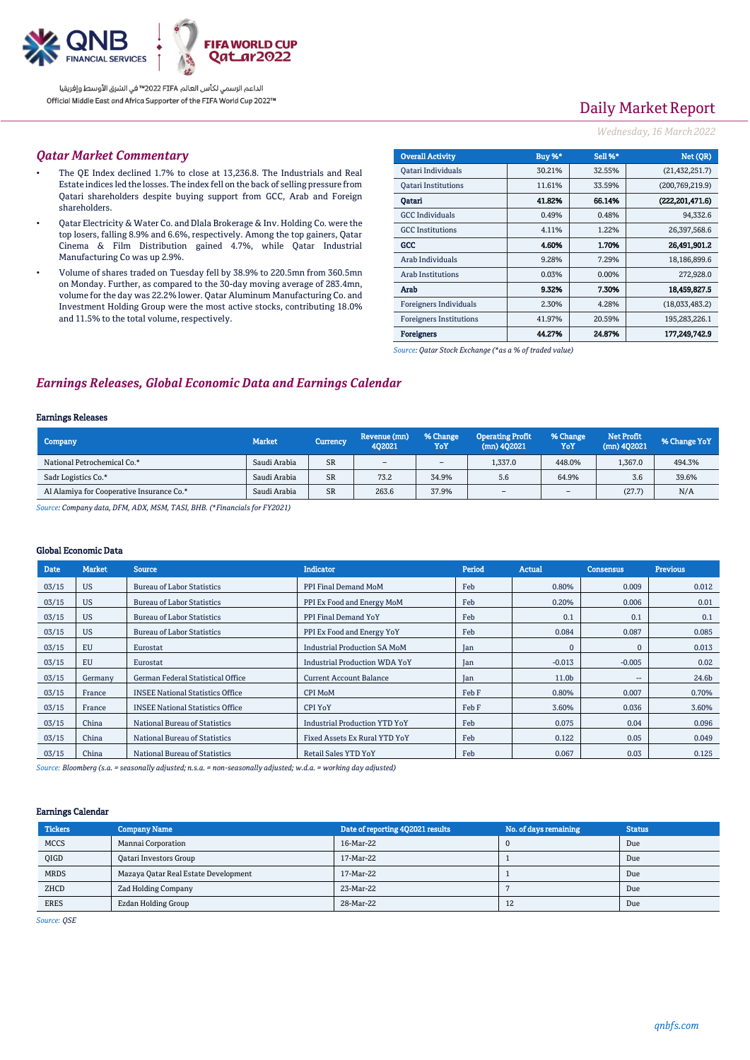Daily Market Report

*Wednesday, 16 March 2022*

## *Qatar Market Commentary*

- The QE Index declined 1.7% to close at 13,236.8. The Industrials and Real Estate indices led the losses. The index fell on the back of selling pressure from Qatari shareholders despite buying support from GCC, Arab and Foreign shareholders.
- Qatar Electricity & Water Co. and Dlala Brokerage & Inv. Holding Co. were the top losers, falling 8.9% and 6.6%, respectively. Among the top gainers, Qatar Cinema & Film Distribution gained 4.7%, while Qatar Industrial Manufacturing Co was up 2.9%.
- Volume of shares traded on Tuesday fell by 38.9% to 220.5mn from 360.5mn on Monday. Further, as compared to the 30-day moving average of 283.4mn, volume for the day was 22.2% lower. Qatar Aluminum Manufacturing Co. and Investment Holding Group were the most active stocks, contributing 18.0% and 11.5% to the total volume, respectively.

| Overall Activity | Buy %* | Sell %* | Net (QR) |
|---|---|---|---|
| Qatari Individuals | 30.21% | 32.55% | (21,432,251.7) |
| Qatari Institutions | 11.61% | 33.59% | (200,769,219.9) |
| **Qatari** | **41.82%** | **66.14%** | **(222,201,471.6)** |
| GCC Individuals | 0.49% | 0.48% | 94,332.6 |
| GCC Institutions | 4.11% | 1.22% | 26,397,568.6 |
| **GCC** | **4.60%** | **1.70%** | **26,491,901.2** |
| Arab Individuals | 9.28% | 7.29% | 18,186,899.6 |
| Arab Institutions | 0.03% | 0.00% | 272,928.0 |
| **Arab** | **9.32%** | **7.30%** | **18,459,827.5** |
| Foreigners Individuals | 2.30% | 4.28% | (18,033,483.2) |
| Foreigners Institutions | 41.97% | 20.59% | 195,283,226.1 |
| **Foreigners** | **44.27%** | **24.87%** | **177,249,742.9** |

*Source: Qatar Stock Exchange (\*as a % of traded value)*

## *Earnings Releases, Global Economic Data and Earnings Calendar*

### Earnings Releases

| Company | Market | Currency | Revenue (mn) 4Q2021 | % Change YoY | Operating Profit (mn) 4Q2021 | % Change YoY | Net Profit (mn) 4Q2021 | % Change YoY |
|---|---|---|---|---|---|---|---|---|
| National Petrochemical Co.* | Saudi Arabia | SR | – | – | 1,337.0 | 448.0% | 1,367.0 | 494.3% |
| Sadr Logistics Co.* | Saudi Arabia | SR | 73.2 | 34.9% | 5.6 | 64.9% | 3.6 | 39.6% |
| Al Alamiya for Cooperative Insurance Co.* | Saudi Arabia | SR | 263.6 | 37.9% | – | – | (27.7) | N/A |

*Source: Company data, DFM, ADX, MSM, TASI, BHB. (\*Financials for FY2021)*

### Global Economic Data

| Date | Market | Source | Indicator | Period | Actual | Consensus | Previous |
|---|---|---|---|---|---|---|---|
| 03/15 | US | Bureau of Labor Statistics | PPI Final Demand MoM | Feb | 0.80% | 0.009 | 0.012 |
| 03/15 | US | Bureau of Labor Statistics | PPI Ex Food and Energy MoM | Feb | 0.20% | 0.006 | 0.01 |
| 03/15 | US | Bureau of Labor Statistics | PPI Final Demand YoY | Feb | 0.1 | 0.1 | 0.1 |
| 03/15 | US | Bureau of Labor Statistics | PPI Ex Food and Energy YoY | Feb | 0.084 | 0.087 | 0.085 |
| 03/15 | EU | Eurostat | Industrial Production SA MoM | Jan | 0 | 0 | 0.013 |
| 03/15 | EU | Eurostat | Industrial Production WDA YoY | Jan | -0.013 | -0.005 | 0.02 |
| 03/15 | Germany | German Federal Statistical Office | Current Account Balance | Jan | 11.0b | -- | 24.6b |
| 03/15 | France | INSEE National Statistics Office | CPI MoM | Feb F | 0.80% | 0.007 | 0.70% |
| 03/15 | France | INSEE National Statistics Office | CPI YoY | Feb F | 3.60% | 0.036 | 3.60% |
| 03/15 | China | National Bureau of Statistics | Industrial Production YTD YoY | Feb | 0.075 | 0.04 | 0.096 |
| 03/15 | China | National Bureau of Statistics | Fixed Assets Ex Rural YTD YoY | Feb | 0.122 | 0.05 | 0.049 |
| 03/15 | China | National Bureau of Statistics | Retail Sales YTD YoY | Feb | 0.067 | 0.03 | 0.125 |

*Source: Bloomberg (s.a. = seasonally adjusted; n.s.a. = non-seasonally adjusted; w.d.a. = working day adjusted)*

### Earnings Calendar

| Tickers | Company Name | Date of reporting 4Q2021 results | No. of days remaining | Status |
|---|---|---|---|---|
| MCCS | Mannai Corporation | 16-Mar-22 | 0 | Due |
| QIGD | Qatari Investors Group | 17-Mar-22 | 1 | Due |
| MRDS | Mazaya Qatar Real Estate Development | 17-Mar-22 | 1 | Due |
| ZHCD | Zad Holding Company | 23-Mar-22 | 7 | Due |
| ERES | Ezdan Holding Group | 28-Mar-22 | 12 | Due |

*Source: QSE*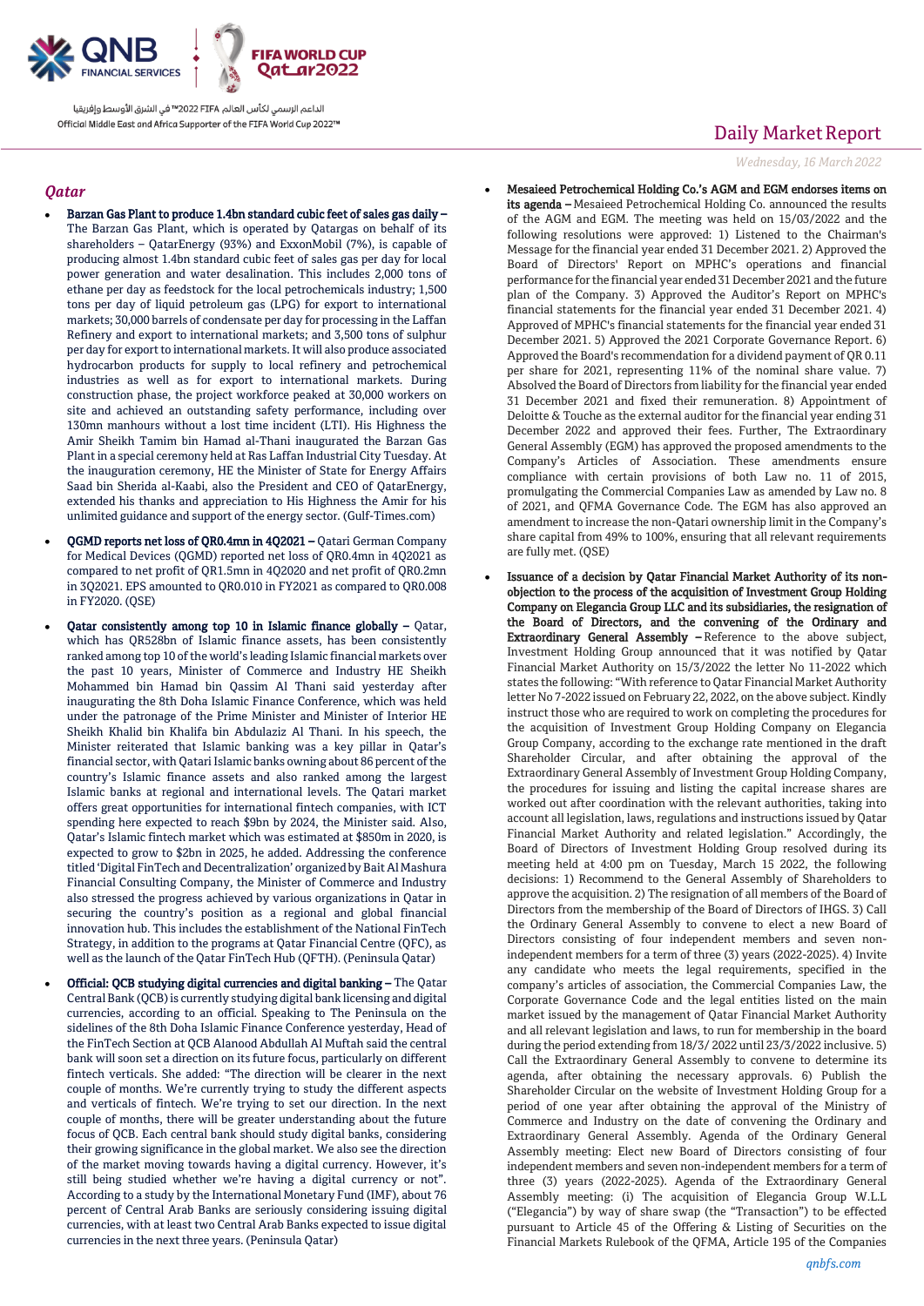## Qatar

- **Barzan Gas Plant to produce 1.4bn standard cubic feet of sales gas daily –** The Barzan Gas Plant, which is operated by Qatargas on behalf of its shareholders – QatarEnergy (93%) and ExxonMobil (7%), is capable of producing almost 1.4bn standard cubic feet of sales gas per day for local power generation and water desalination. This includes 2,000 tons of ethane per day as feedstock for the local petrochemicals industry; 1,500 tons per day of liquid petroleum gas (LPG) for export to international markets; 30,000 barrels of condensate per day for processing in the Laffan Refinery and export to international markets; and 3,500 tons of sulphur per day for export to international markets. It will also produce associated hydrocarbon products for supply to local refinery and petrochemical industries as well as for export to international markets. During construction phase, the project workforce peaked at 30,000 workers on site and achieved an outstanding safety performance, including over 130mn manhours without a lost time incident (LTI). His Highness the Amir Sheikh Tamim bin Hamad al-Thani inaugurated the Barzan Gas Plant in a special ceremony held at Ras Laffan Industrial City Tuesday. At the inauguration ceremony, HE the Minister of State for Energy Affairs Saad bin Sherida al-Kaabi, also the President and CEO of QatarEnergy, extended his thanks and appreciation to His Highness the Amir for his unlimited guidance and support of the energy sector. (Gulf-Times.com)

- **QGMD reports net loss of QR0.4mn in 4Q2021 –** Qatari German Company for Medical Devices (QGMD) reported net loss of QR0.4mn in 4Q2021 as compared to net profit of QR1.5mn in 4Q2020 and net profit of QR0.2mn in 3Q2021. EPS amounted to QR0.010 in FY2021 as compared to QR0.008 in FY2020. (QSE)

- **Qatar consistently among top 10 in Islamic finance globally –** Qatar, which has QR528bn of Islamic finance assets, has been consistently ranked among top 10 of the world's leading Islamic financial markets over the past 10 years, Minister of Commerce and Industry HE Sheikh Mohammed bin Hamad bin Qassim Al Thani said yesterday after inaugurating the 8th Doha Islamic Finance Conference, which was held under the patronage of the Prime Minister and Minister of Interior HE Sheikh Khalid bin Khalifa bin Abdulaziz Al Thani. In his speech, the Minister reiterated that Islamic banking was a key pillar in Qatar's financial sector, with Qatari Islamic banks owning about 86 percent of the country's Islamic finance assets and also ranked among the largest Islamic banks at regional and international levels. The Qatari market offers great opportunities for international fintech companies, with ICT spending here expected to reach $9bn by 2024, the Minister said. Also, Qatar's Islamic fintech market which was estimated at $850m in 2020, is expected to grow to $2bn in 2025, he added. Addressing the conference titled 'Digital FinTech and Decentralization' organized by Bait Al Mashura Financial Consulting Company, the Minister of Commerce and Industry also stressed the progress achieved by various organizations in Qatar in securing the country's position as a regional and global financial innovation hub. This includes the establishment of the National FinTech Strategy, in addition to the programs at Qatar Financial Centre (QFC), as well as the launch of the Qatar FinTech Hub (QFTH). (Peninsula Qatar)

- **Official: QCB studying digital currencies and digital banking –** The Qatar Central Bank (QCB) is currently studying digital bank licensing and digital currencies, according to an official. Speaking to The Peninsula on the sidelines of the 8th Doha Islamic Finance Conference yesterday, Head of the FinTech Section at QCB Alanood Abdullah Al Muftah said the central bank will soon set a direction on its future focus, particularly on different fintech verticals. She added: "The direction will be clearer in the next couple of months. We're currently trying to study the different aspects and verticals of fintech. We're trying to set our direction. In the next couple of months, there will be greater understanding about the future focus of QCB. Each central bank should study digital banks, considering their growing significance in the global market. We also see the direction of the market moving towards having a digital currency. However, it's still being studied whether we're having a digital currency or not". According to a study by the International Monetary Fund (IMF), about 76 percent of Central Arab Banks are seriously considering issuing digital currencies, with at least two Central Arab Banks expected to issue digital currencies in the next three years. (Peninsula Qatar)

- **Mesaieed Petrochemical Holding Co.'s AGM and EGM endorses items on its agenda –** Mesaieed Petrochemical Holding Co. announced the results of the AGM and EGM. The meeting was held on 15/03/2022 and the following resolutions were approved: 1) Listened to the Chairman's Message for the financial year ended 31 December 2021. 2) Approved the Board of Directors' Report on MPHC's operations and financial performance for the financial year ended 31 December 2021 and the future plan of the Company. 3) Approved the Auditor's Report on MPHC's financial statements for the financial year ended 31 December 2021. 4) Approved of MPHC's financial statements for the financial year ended 31 December 2021. 5) Approved the 2021 Corporate Governance Report. 6) Approved the Board's recommendation for a dividend payment of QR 0.11 per share for 2021, representing 11% of the nominal share value. 7) Absolved the Board of Directors from liability for the financial year ended 31 December 2021 and fixed their remuneration. 8) Appointment of Deloitte & Touche as the external auditor for the financial year ending 31 December 2022 and approved their fees. Further, The Extraordinary General Assembly (EGM) has approved the proposed amendments to the Company's Articles of Association. These amendments ensure compliance with certain provisions of both Law no. 11 of 2015, promulgating the Commercial Companies Law as amended by Law no. 8 of 2021, and QFMA Governance Code. The EGM has also approved an amendment to increase the non-Qatari ownership limit in the Company's share capital from 49% to 100%, ensuring that all relevant requirements are fully met. (QSE)

- **Issuance of a decision by Qatar Financial Market Authority of its non-objection to the process of the acquisition of Investment Group Holding Company on Elegancia Group LLC and its subsidiaries, the resignation of the Board of Directors, and the convening of the Ordinary and Extraordinary General Assembly –** Reference to the above subject, Investment Holding Group announced that it was notified by Qatar Financial Market Authority on 15/3/2022 the letter No 11-2022 which states the following: "With reference to Qatar Financial Market Authority letter No 7-2022 issued on February 22, 2022, on the above subject. Kindly instruct those who are required to work on completing the procedures for the acquisition of Investment Group Holding Company on Elegancia Group Company, according to the exchange rate mentioned in the draft Shareholder Circular, and after obtaining the approval of the Extraordinary General Assembly of Investment Group Holding Company, the procedures for issuing and listing the capital increase shares are worked out after coordination with the relevant authorities, taking into account all legislation, laws, regulations and instructions issued by Qatar Financial Market Authority and related legislation." Accordingly, the Board of Directors of Investment Holding Group resolved during its meeting held at 4:00 pm on Tuesday, March 15 2022, the following decisions: 1) Recommend to the General Assembly of Shareholders to approve the acquisition. 2) The resignation of all members of the Board of Directors from the membership of the Board of Directors of IHGS. 3) Call the Ordinary General Assembly to convene to elect a new Board of Directors consisting of four independent members and seven non-independent members for a term of three (3) years (2022-2025). 4) Invite any candidate who meets the legal requirements, specified in the company's articles of association, the Commercial Companies Law, the Corporate Governance Code and the legal entities listed on the main market issued by the management of Qatar Financial Market Authority and all relevant legislation and laws, to run for membership in the board during the period extending from 18/3/ 2022 until 23/3/2022 inclusive. 5) Call the Extraordinary General Assembly to convene to determine its agenda, after obtaining the necessary approvals. 6) Publish the Shareholder Circular on the website of Investment Holding Group for a period of one year after obtaining the approval of the Ministry of Commerce and Industry on the date of convening the Ordinary and Extraordinary General Assembly. Agenda of the Ordinary General Assembly meeting: Elect new Board of Directors consisting of four independent members and seven non-independent members for a term of three (3) years (2022-2025). Agenda of the Extraordinary General Assembly meeting: (i) The acquisition of Elegancia Group W.L.L ("Elegancia") by way of share swap (the "Transaction") to be effected pursuant to Article 45 of the Offering & Listing of Securities on the Financial Markets Rulebook of the QFMA, Article 195 of the Companies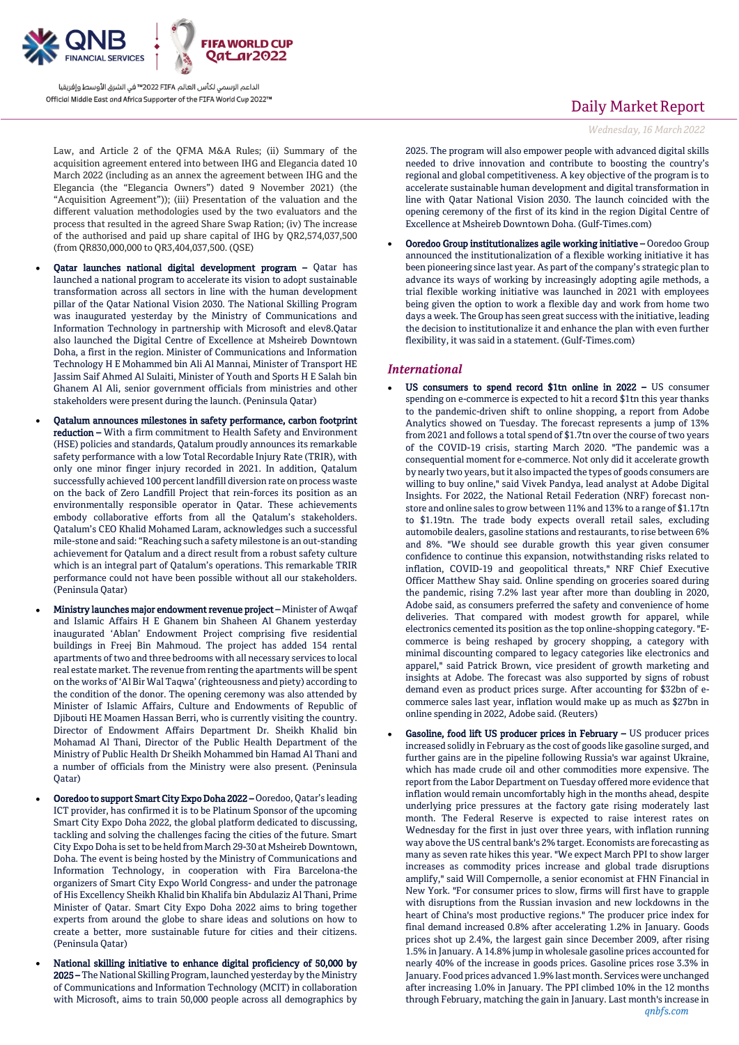Law, and Article 2 of the QFMA M&A Rules; (ii) Summary of the acquisition agreement entered into between IHG and Elegancia dated 10 March 2022 (including as an annex the agreement between IHG and the Elegancia (the "Elegancia Owners") dated 9 November 2021) (the "Acquisition Agreement")); (iii) Presentation of the valuation and the different valuation methodologies used by the two evaluators and the process that resulted in the agreed Share Swap Ration; (iv) The increase of the authorised and paid up share capital of IHG by QR2,574,037,500 (from QR830,000,000 to QR3,404,037,500. (QSE)

- **Qatar launches national digital development program –** Qatar has launched a national program to accelerate its vision to adopt sustainable transformation across all sectors in line with the human development pillar of the Qatar National Vision 2030. The National Skilling Program was inaugurated yesterday by the Ministry of Communications and Information Technology in partnership with Microsoft and elev8.Qatar also launched the Digital Centre of Excellence at Msheireb Downtown Doha, a first in the region. Minister of Communications and Information Technology H E Mohammed bin Ali Al Mannai, Minister of Transport HE Jassim Saif Ahmed Al Sulaiti, Minister of Youth and Sports H E Salah bin Ghanem Al Ali, senior government officials from ministries and other stakeholders were present during the launch. (Peninsula Qatar)

- **Qatalum announces milestones in safety performance, carbon footprint reduction –** With a firm commitment to Health Safety and Environment (HSE) policies and standards, Qatalum proudly announces its remarkable safety performance with a low Total Recordable Injury Rate (TRIR), with only one minor finger injury recorded in 2021. In addition, Qatalum successfully achieved 100 percent landfill diversion rate on process waste on the back of Zero Landfill Project that rein-forces its position as an environmentally responsible operator in Qatar. These achievements embody collaborative efforts from all the Qatalum's stakeholders. Qatalum's CEO Khalid Mohamed Laram, acknowledges such a successful mile-stone and said: "Reaching such a safety milestone is an out-standing achievement for Qatalum and a direct result from a robust safety culture which is an integral part of Qatalum's operations. This remarkable TRIR performance could not have been possible without all our stakeholders. (Peninsula Qatar)

- **Ministry launches major endowment revenue project –** Minister of Awqaf and Islamic Affairs H E Ghanem bin Shaheen Al Ghanem yesterday inaugurated 'Ablan' Endowment Project comprising five residential buildings in Freej Bin Mahmoud. The project has added 154 rental apartments of two and three bedrooms with all necessary services to local real estate market. The revenue from renting the apartments will be spent on the works of 'Al Bir Wal Taqwa' (righteousness and piety) according to the condition of the donor. The opening ceremony was also attended by Minister of Islamic Affairs, Culture and Endowments of Republic of Djibouti HE Moamen Hassan Berri, who is currently visiting the country. Director of Endowment Affairs Department Dr. Sheikh Khalid bin Mohamad Al Thani, Director of the Public Health Department of the Ministry of Public Health Dr Sheikh Mohammed bin Hamad Al Thani and a number of officials from the Ministry were also present. (Peninsula Qatar)

- **Ooredoo to support Smart City Expo Doha 2022 –** Ooredoo, Qatar's leading ICT provider, has confirmed it is to be Platinum Sponsor of the upcoming Smart City Expo Doha 2022, the global platform dedicated to discussing, tackling and solving the challenges facing the cities of the future. Smart City Expo Doha is set to be held from March 29-30 at Msheireb Downtown, Doha. The event is being hosted by the Ministry of Communications and Information Technology, in cooperation with Fira Barcelona-the organizers of Smart City Expo World Congress- and under the patronage of His Excellency Sheikh Khalid bin Khalifa bin Abdulaziz Al Thani, Prime Minister of Qatar. Smart City Expo Doha 2022 aims to bring together experts from around the globe to share ideas and solutions on how to create a better, more sustainable future for cities and their citizens. (Peninsula Qatar)

- **National skilling initiative to enhance digital proficiency of 50,000 by 2025 –** The National Skilling Program, launched yesterday by the Ministry of Communications and Information Technology (MCIT) in collaboration with Microsoft, aims to train 50,000 people across all demographics by 2025. The program will also empower people with advanced digital skills needed to drive innovation and contribute to boosting the country's regional and global competitiveness. A key objective of the program is to accelerate sustainable human development and digital transformation in line with Qatar National Vision 2030. The launch coincided with the opening ceremony of the first of its kind in the region Digital Centre of Excellence at Msheireb Downtown Doha. (Gulf-Times.com)

- **Ooredoo Group institutionalizes agile working initiative –** Ooredoo Group announced the institutionalization of a flexible working initiative it has been pioneering since last year. As part of the company's strategic plan to advance its ways of working by increasingly adopting agile methods, a trial flexible working initiative was launched in 2021 with employees being given the option to work a flexible day and work from home two days a week. The Group has seen great success with the initiative, leading the decision to institutionalize it and enhance the plan with even further flexibility, it was said in a statement. (Gulf-Times.com)

## *International*

- **US consumers to spend record $1tn online in 2022 –** US consumer spending on e-commerce is expected to hit a record $1tn this year thanks to the pandemic-driven shift to online shopping, a report from Adobe Analytics showed on Tuesday. The forecast represents a jump of 13% from 2021 and follows a total spend of $1.7tn over the course of two years of the COVID-19 crisis, starting March 2020. "The pandemic was a consequential moment for e-commerce. Not only did it accelerate growth by nearly two years, but it also impacted the types of goods consumers are willing to buy online," said Vivek Pandya, lead analyst at Adobe Digital Insights. For 2022, the National Retail Federation (NRF) forecast non-store and online sales to grow between 11% and 13% to a range of $1.17tn to $1.19tn. The trade body expects overall retail sales, excluding automobile dealers, gasoline stations and restaurants, to rise between 6% and 8%. "We should see durable growth this year given consumer confidence to continue this expansion, notwithstanding risks related to inflation, COVID-19 and geopolitical threats," NRF Chief Executive Officer Matthew Shay said. Online spending on groceries soared during the pandemic, rising 7.2% last year after more than doubling in 2020, Adobe said, as consumers preferred the safety and convenience of home deliveries. That compared with modest growth for apparel, while electronics cemented its position as the top online-shopping category. "E-commerce is being reshaped by grocery shopping, a category with minimal discounting compared to legacy categories like electronics and apparel," said Patrick Brown, vice president of growth marketing and insights at Adobe. The forecast was also supported by signs of robust demand even as product prices surge. After accounting for $32bn of e-commerce sales last year, inflation would make up as much as $27bn in online spending in 2022, Adobe said. (Reuters)

- **Gasoline, food lift US producer prices in February –** US producer prices increased solidly in February as the cost of goods like gasoline surged, and further gains are in the pipeline following Russia's war against Ukraine, which has made crude oil and other commodities more expensive. The report from the Labor Department on Tuesday offered more evidence that inflation would remain uncomfortably high in the months ahead, despite underlying price pressures at the factory gate rising moderately last month. The Federal Reserve is expected to raise interest rates on Wednesday for the first in just over three years, with inflation running way above the US central bank's 2% target. Economists are forecasting as many as seven rate hikes this year. "We expect March PPI to show larger increases as commodity prices increase and global trade disruptions amplify," said Will Compernolle, a senior economist at FHN Financial in New York. "For consumer prices to slow, firms will first have to grapple with disruptions from the Russian invasion and new lockdowns in the heart of China's most productive regions." The producer price index for final demand increased 0.8% after accelerating 1.2% in January. Goods prices shot up 2.4%, the largest gain since December 2009, after rising 1.5% in January. A 14.8% jump in wholesale gasoline prices accounted for nearly 40% of the increase in goods prices. Gasoline prices rose 3.3% in January. Food prices advanced 1.9% last month. Services were unchanged after increasing 1.0% in January. The PPI climbed 10% in the 12 months through February, matching the gain in January. Last month's increase in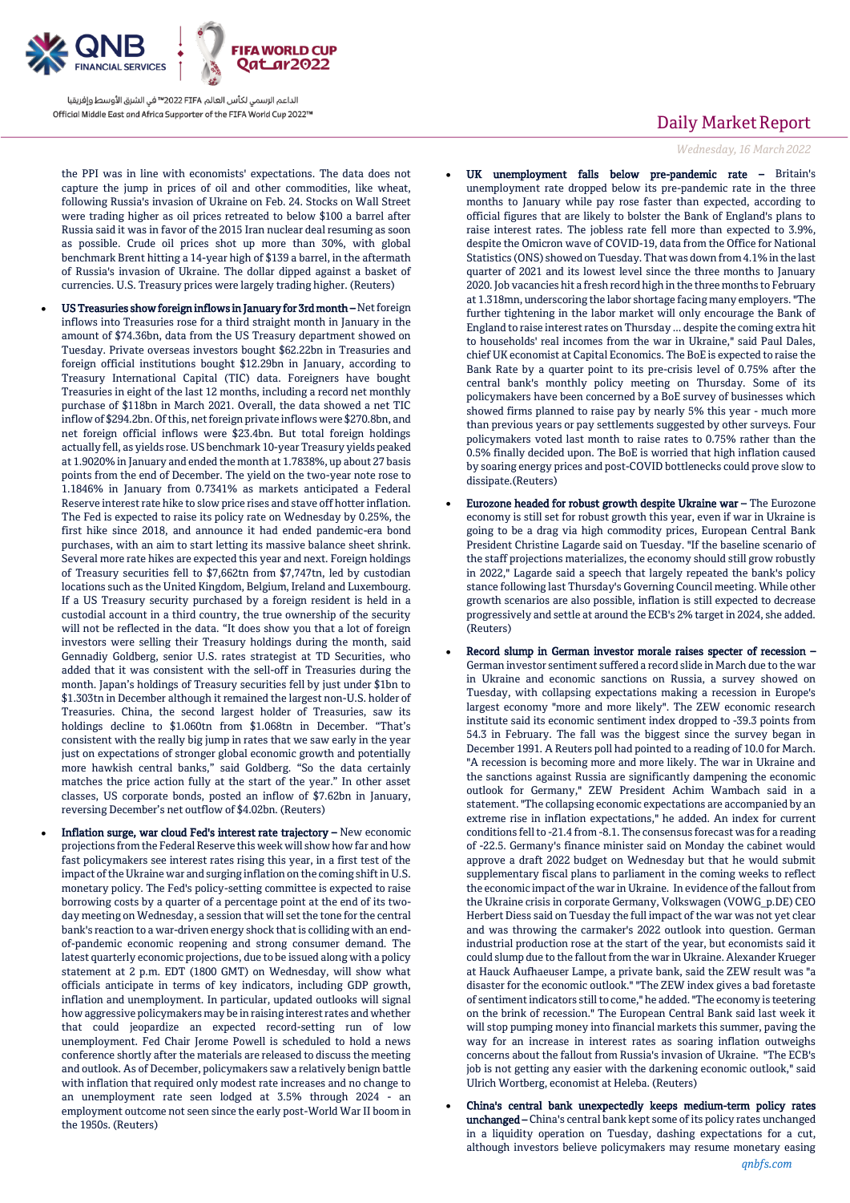the PPI was in line with economists' expectations. The data does not capture the jump in prices of oil and other commodities, like wheat, following Russia's invasion of Ukraine on Feb. 24. Stocks on Wall Street were trading higher as oil prices retreated to below $100 a barrel after Russia said it was in favor of the 2015 Iran nuclear deal resuming as soon as possible. Crude oil prices shot up more than 30%, with global benchmark Brent hitting a 14-year high of $139 a barrel, in the aftermath of Russia's invasion of Ukraine. The dollar dipped against a basket of currencies. U.S. Treasury prices were largely trading higher. (Reuters)

- **US Treasuries show foreign inflows in January for 3rd month –** Net foreign inflows into Treasuries rose for a third straight month in January in the amount of $74.36bn, data from the US Treasury department showed on Tuesday. Private overseas investors bought $62.22bn in Treasuries and foreign official institutions bought $12.29bn in January, according to Treasury International Capital (TIC) data. Foreigners have bought Treasuries in eight of the last 12 months, including a record net monthly purchase of $118bn in March 2021. Overall, the data showed a net TIC inflow of $294.2bn. Of this, net foreign private inflows were $270.8bn, and net foreign official inflows were $23.4bn. But total foreign holdings actually fell, as yields rose. US benchmark 10-year Treasury yields peaked at 1.9020% in January and ended the month at 1.7838%, up about 27 basis points from the end of December. The yield on the two-year note rose to 1.1846% in January from 0.7341% as markets anticipated a Federal Reserve interest rate hike to slow price rises and stave off hotter inflation. The Fed is expected to raise its policy rate on Wednesday by 0.25%, the first hike since 2018, and announce it had ended pandemic-era bond purchases, with an aim to start letting its massive balance sheet shrink. Several more rate hikes are expected this year and next. Foreign holdings of Treasury securities fell to $7,662tn from $7,747tn, led by custodian locations such as the United Kingdom, Belgium, Ireland and Luxembourg. If a US Treasury security purchased by a foreign resident is held in a custodial account in a third country, the true ownership of the security will not be reflected in the data. "It does show you that a lot of foreign investors were selling their Treasury holdings during the month, said Gennadiy Goldberg, senior U.S. rates strategist at TD Securities, who added that it was consistent with the sell-off in Treasuries during the month. Japan's holdings of Treasury securities fell by just under $1bn to $1.303tn in December although it remained the largest non-U.S. holder of Treasuries. China, the second largest holder of Treasuries, saw its holdings decline to $1.060tn from $1.068tn in December. "That's consistent with the really big jump in rates that we saw early in the year just on expectations of stronger global economic growth and potentially more hawkish central banks," said Goldberg. "So the data certainly matches the price action fully at the start of the year." In other asset classes, US corporate bonds, posted an inflow of $7.62bn in January, reversing December's net outflow of $4.02bn. (Reuters)
- **Inflation surge, war cloud Fed's interest rate trajectory –** New economic projections from the Federal Reserve this week will show how far and how fast policymakers see interest rates rising this year, in a first test of the impact of the Ukraine war and surging inflation on the coming shift in U.S. monetary policy. The Fed's policy-setting committee is expected to raise borrowing costs by a quarter of a percentage point at the end of its two-day meeting on Wednesday, a session that will set the tone for the central bank's reaction to a war-driven energy shock that is colliding with an end-of-pandemic economic reopening and strong consumer demand. The latest quarterly economic projections, due to be issued along with a policy statement at 2 p.m. EDT (1800 GMT) on Wednesday, will show what officials anticipate in terms of key indicators, including GDP growth, inflation and unemployment. In particular, updated outlooks will signal how aggressive policymakers may be in raising interest rates and whether that could jeopardize an expected record-setting run of low unemployment. Fed Chair Jerome Powell is scheduled to hold a news conference shortly after the materials are released to discuss the meeting and outlook. As of December, policymakers saw a relatively benign battle with inflation that required only modest rate increases and no change to an unemployment rate seen lodged at 3.5% through 2024 - an employment outcome not seen since the early post-World War II boom in the 1950s. (Reuters)
- **UK unemployment falls below pre-pandemic rate –** Britain's unemployment rate dropped below its pre-pandemic rate in the three months to January while pay rose faster than expected, according to official figures that are likely to bolster the Bank of England's plans to raise interest rates. The jobless rate fell more than expected to 3.9%, despite the Omicron wave of COVID-19, data from the Office for National Statistics (ONS) showed on Tuesday. That was down from 4.1% in the last quarter of 2021 and its lowest level since the three months to January 2020. Job vacancies hit a fresh record high in the three months to February at 1.318mn, underscoring the labor shortage facing many employers. "The further tightening in the labor market will only encourage the Bank of England to raise interest rates on Thursday ... despite the coming extra hit to households' real incomes from the war in Ukraine," said Paul Dales, chief UK economist at Capital Economics. The BoE is expected to raise the Bank Rate by a quarter point to its pre-crisis level of 0.75% after the central bank's monthly policy meeting on Thursday. Some of its policymakers have been concerned by a BoE survey of businesses which showed firms planned to raise pay by nearly 5% this year - much more than previous years or pay settlements suggested by other surveys. Four policymakers voted last month to raise rates to 0.75% rather than the 0.5% finally decided upon. The BoE is worried that high inflation caused by soaring energy prices and post-COVID bottlenecks could prove slow to dissipate.(Reuters)
- **Eurozone headed for robust growth despite Ukraine war –** The Eurozone economy is still set for robust growth this year, even if war in Ukraine is going to be a drag via high commodity prices, European Central Bank President Christine Lagarde said on Tuesday. "If the baseline scenario of the staff projections materializes, the economy should still grow robustly in 2022," Lagarde said a speech that largely repeated the bank's policy stance following last Thursday's Governing Council meeting. While other growth scenarios are also possible, inflation is still expected to decrease progressively and settle at around the ECB's 2% target in 2024, she added. (Reuters)
- **Record slump in German investor morale raises specter of recession –** German investor sentiment suffered a record slide in March due to the war in Ukraine and economic sanctions on Russia, a survey showed on Tuesday, with collapsing expectations making a recession in Europe's largest economy "more and more likely". The ZEW economic research institute said its economic sentiment index dropped to -39.3 points from 54.3 in February. The fall was the biggest since the survey began in December 1991. A Reuters poll had pointed to a reading of 10.0 for March. "A recession is becoming more and more likely. The war in Ukraine and the sanctions against Russia are significantly dampening the economic outlook for Germany," ZEW President Achim Wambach said in a statement. "The collapsing economic expectations are accompanied by an extreme rise in inflation expectations," he added. An index for current conditions fell to -21.4 from -8.1. The consensus forecast was for a reading of -22.5. Germany's finance minister said on Monday the cabinet would approve a draft 2022 budget on Wednesday but that he would submit supplementary fiscal plans to parliament in the coming weeks to reflect the economic impact of the war in Ukraine. In evidence of the fallout from the Ukraine crisis in corporate Germany, Volkswagen (VOWG_p.DE) CEO Herbert Diess said on Tuesday the full impact of the war was not yet clear and was throwing the carmaker's 2022 outlook into question. German industrial production rose at the start of the year, but economists said it could slump due to the fallout from the war in Ukraine. Alexander Krueger at Hauck Aufhaeuser Lampe, a private bank, said the ZEW result was "a disaster for the economic outlook." "The ZEW index gives a bad foretaste of sentiment indicators still to come," he added. "The economy is teetering on the brink of recession." The European Central Bank said last week it will stop pumping money into financial markets this summer, paving the way for an increase in interest rates as soaring inflation outweighs concerns about the fallout from Russia's invasion of Ukraine. "The ECB's job is not getting any easier with the darkening economic outlook," said Ulrich Wortberg, economist at Heleba. (Reuters)
- **China's central bank unexpectedly keeps medium-term policy rates unchanged –** China's central bank kept some of its policy rates unchanged in a liquidity operation on Tuesday, dashing expectations for a cut, although investors believe policymakers may resume monetary easing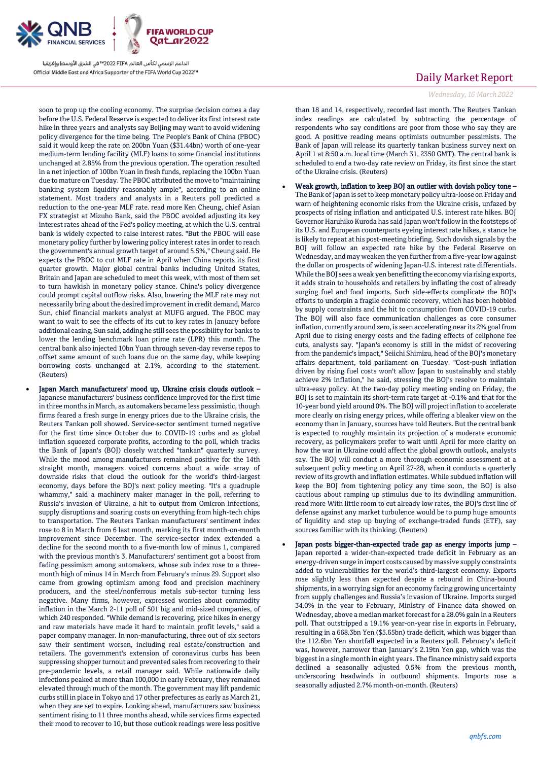soon to prop up the cooling economy. The surprise decision comes a day before the U.S. Federal Reserve is expected to deliver its first interest rate hike in three years and analysts say Beijing may want to avoid widening policy divergence for the time being. The People's Bank of China (PBOC) said it would keep the rate on 200bn Yuan ($31.44bn) worth of one-year medium-term lending facility (MLF) loans to some financial institutions unchanged at 2.85% from the previous operation. The operation resulted in a net injection of 100bn Yuan in fresh funds, replacing the 100bn Yuan due to mature on Tuesday. The PBOC attributed the move to "maintaining banking system liquidity reasonably ample", according to an online statement. Most traders and analysts in a Reuters poll predicted a reduction to the one-year MLF rate. read more Ken Cheung, chief Asian FX strategist at Mizuho Bank, said the PBOC avoided adjusting its key interest rates ahead of the Fed's policy meeting, at which the U.S. central bank is widely expected to raise interest rates. "But the PBOC will ease monetary policy further by lowering policy interest rates in order to reach the government's annual growth target of around 5.5%," Cheung said. He expects the PBOC to cut MLF rate in April when China reports its first quarter growth. Major global central banks including United States, Britain and Japan are scheduled to meet this week, with most of them set to turn hawkish in monetary policy stance. China's policy divergence could prompt capital outflow risks. Also, lowering the MLF rate may not necessarily bring about the desired improvement in credit demand, Marco Sun, chief financial markets analyst at MUFG argued. The PBOC may want to wait to see the effects of its cut to key rates in January before additional easing, Sun said, adding he still sees the possibility for banks to lower the lending benchmark loan prime rate (LPR) this month. The central bank also injected 10bn Yuan through seven-day reverse repos to offset same amount of such loans due on the same day, while keeping borrowing costs unchanged at 2.1%, according to the statement. (Reuters)

- **Japan March manufacturers' mood up, Ukraine crisis clouds outlook –** Japanese manufacturers' business confidence improved for the first time in three months in March, as automakers became less pessimistic, though firms feared a fresh surge in energy prices due to the Ukraine crisis, the Reuters Tankan poll showed. Service-sector sentiment turned negative for the first time since October due to COVID-19 curbs and as global inflation squeezed corporate profits, according to the poll, which tracks the Bank of Japan's (BOJ) closely watched "tankan" quarterly survey. While the mood among manufacturers remained positive for the 14th straight month, managers voiced concerns about a wide array of downside risks that cloud the outlook for the world's third-largest economy, days before the BOJ's next policy meeting. "It's a quadruple whammy," said a machinery maker manager in the poll, referring to Russia's invasion of Ukraine, a hit to output from Omicron infections, supply disruptions and soaring costs on everything from high-tech chips to transportation. The Reuters Tankan manufacturers' sentiment index rose to 8 in March from 6 last month, marking its first month-on-month improvement since December. The service-sector index extended a decline for the second month to a five-month low of minus 1, compared with the previous month's 3. Manufacturers' sentiment got a boost from fading pessimism among automakers, whose sub index rose to a three-month high of minus 14 in March from February's minus 29. Support also came from growing optimism among food and precision machinery producers, and the steel/nonferrous metals sub-sector turning less negative. Many firms, however, expressed worries about commodity inflation in the March 2-11 poll of 501 big and mid-sized companies, of which 240 responded. "While demand is recovering, price hikes in energy and raw materials have made it hard to maintain profit levels," said a paper company manager. In non-manufacturing, three out of six sectors saw their sentiment worsen, including real estate/construction and retailers. The government's extension of coronavirus curbs has been suppressing shopper turnout and prevented sales from recovering to their pre-pandemic levels, a retail manager said. While nationwide daily infections peaked at more than 100,000 in early February, they remained elevated through much of the month. The government may lift pandemic curbs still in place in Tokyo and 17 other prefectures as early as March 21, when they are set to expire. Looking ahead, manufacturers saw business sentiment rising to 11 three months ahead, while services firms expected their mood to recover to 10, but those outlook readings were less positive than 18 and 14, respectively, recorded last month. The Reuters Tankan index readings are calculated by subtracting the percentage of respondents who say conditions are poor from those who say they are good. A positive reading means optimists outnumber pessimists. The Bank of Japan will release its quarterly tankan business survey next on April 1 at 8:50 a.m. local time (March 31, 2350 GMT). The central bank is scheduled to end a two-day rate review on Friday, its first since the start of the Ukraine crisis. (Reuters)

- **Weak growth, inflation to keep BOJ an outlier with dovish policy tone –** The Bank of Japan is set to keep monetary policy ultra-loose on Friday and warn of heightening economic risks from the Ukraine crisis, unfazed by prospects of rising inflation and anticipated U.S. interest rate hikes. BOJ Governor Haruhiko Kuroda has said Japan won't follow in the footsteps of its U.S. and European counterparts eyeing interest rate hikes, a stance he is likely to repeat at his post-meeting briefing. Such dovish signals by the BOJ will follow an expected rate hike by the Federal Reserve on Wednesday, and may weaken the yen further from a five-year low against the dollar on prospects of widening Japan-U.S. interest rate differentials. While the BOJ sees a weak yen benefitting the economy via rising exports, it adds strain to households and retailers by inflating the cost of already surging fuel and food imports. Such side-effects complicate the BOJ's efforts to underpin a fragile economic recovery, which has been hobbled by supply constraints and the hit to consumption from COVID-19 curbs. The BOJ will also face communication challenges as core consumer inflation, currently around zero, is seen accelerating near its 2% goal from April due to rising energy costs and the fading effects of cellphone fee cuts, analysts say. "Japan's economy is still in the midst of recovering from the pandemic's impact," Seiichi Shimizu, head of the BOJ's monetary affairs department, told parliament on Tuesday. "Cost-push inflation driven by rising fuel costs won't allow Japan to sustainably and stably achieve 2% inflation," he said, stressing the BOJ's resolve to maintain ultra-easy policy. At the two-day policy meeting ending on Friday, the BOJ is set to maintain its short-term rate target at -0.1% and that for the 10-year bond yield around 0%. The BOJ will project inflation to accelerate more clearly on rising energy prices, while offering a bleaker view on the economy than in January, sources have told Reuters. But the central bank is expected to roughly maintain its projection of a moderate economic recovery, as policymakers prefer to wait until April for more clarity on how the war in Ukraine could affect the global growth outlook, analysts say. The BOJ will conduct a more thorough economic assessment at a subsequent policy meeting on April 27-28, when it conducts a quarterly review of its growth and inflation estimates. While subdued inflation will keep the BOJ from tightening policy any time soon, the BOJ is also cautious about ramping up stimulus due to its dwindling ammunition. read more With little room to cut already low rates, the BOJ's first line of defense against any market turbulence would be to pump huge amounts of liquidity and step up buying of exchange-traded funds (ETF), say sources familiar with its thinking. (Reuters)

- **Japan posts bigger-than-expected trade gap as energy imports jump –** Japan reported a wider-than-expected trade deficit in February as an energy-driven surge in import costs caused by massive supply constraints added to vulnerabilities for the world's third-largest economy. Exports rose slightly less than expected despite a rebound in China-bound shipments, in a worrying sign for an economy facing growing uncertainty from supply challenges and Russia's invasion of Ukraine. Imports surged 34.0% in the year to February, Ministry of Finance data showed on Wednesday, above a median market forecast for a 28.0% gain in a Reuters poll. That outstripped a 19.1% year-on-year rise in exports in February, resulting in a 668.3bn Yen ($5.65bn) trade deficit, which was bigger than the 112.6bn Yen shortfall expected in a Reuters poll. February's deficit was, however, narrower than January's 2.19tn Yen gap, which was the biggest in a single month in eight years. The finance ministry said exports declined a seasonally adjusted 0.5% from the previous month, underscoring headwinds in outbound shipments. Imports rose a seasonally adjusted 2.7% month-on-month. (Reuters)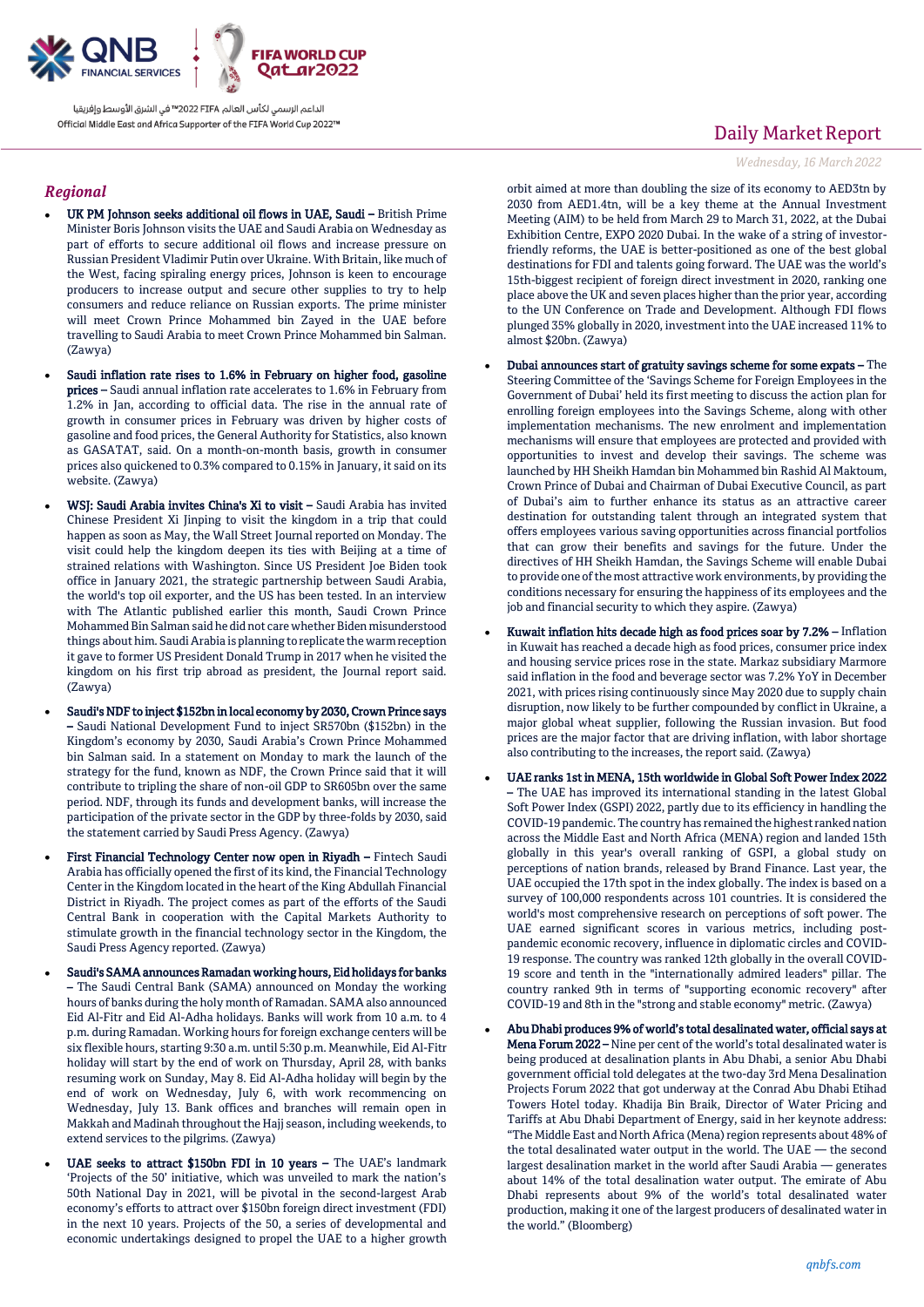## Regional

- **UK PM Johnson seeks additional oil flows in UAE, Saudi –** British Prime Minister Boris Johnson visits the UAE and Saudi Arabia on Wednesday as part of efforts to secure additional oil flows and increase pressure on Russian President Vladimir Putin over Ukraine. With Britain, like much of the West, facing spiraling energy prices, Johnson is keen to encourage producers to increase output and secure other supplies to try to help consumers and reduce reliance on Russian exports. The prime minister will meet Crown Prince Mohammed bin Zayed in the UAE before travelling to Saudi Arabia to meet Crown Prince Mohammed bin Salman. (Zawya)

- **Saudi inflation rate rises to 1.6% in February on higher food, gasoline prices –** Saudi annual inflation rate accelerates to 1.6% in February from 1.2% in Jan, according to official data. The rise in the annual rate of growth in consumer prices in February was driven by higher costs of gasoline and food prices, the General Authority for Statistics, also known as GASATAT, said. On a month-on-month basis, growth in consumer prices also quickened to 0.3% compared to 0.15% in January, it said on its website. (Zawya)

- **WSJ: Saudi Arabia invites China's Xi to visit –** Saudi Arabia has invited Chinese President Xi Jinping to visit the kingdom in a trip that could happen as soon as May, the Wall Street Journal reported on Monday. The visit could help the kingdom deepen its ties with Beijing at a time of strained relations with Washington. Since US President Joe Biden took office in January 2021, the strategic partnership between Saudi Arabia, the world's top oil exporter, and the US has been tested. In an interview with The Atlantic published earlier this month, Saudi Crown Prince Mohammed Bin Salman said he did not care whether Biden misunderstood things about him. Saudi Arabia is planning to replicate the warm reception it gave to former US President Donald Trump in 2017 when he visited the kingdom on his first trip abroad as president, the Journal report said. (Zawya)

- **Saudi's NDF to inject $152bn in local economy by 2030, Crown Prince says –** Saudi National Development Fund to inject SR570bn ($152bn) in the Kingdom's economy by 2030, Saudi Arabia's Crown Prince Mohammed bin Salman said. In a statement on Monday to mark the launch of the strategy for the fund, known as NDF, the Crown Prince said that it will contribute to tripling the share of non-oil GDP to SR605bn over the same period. NDF, through its funds and development banks, will increase the participation of the private sector in the GDP by three-folds by 2030, said the statement carried by Saudi Press Agency. (Zawya)

- **First Financial Technology Center now open in Riyadh –** Fintech Saudi Arabia has officially opened the first of its kind, the Financial Technology Center in the Kingdom located in the heart of the King Abdullah Financial District in Riyadh. The project comes as part of the efforts of the Saudi Central Bank in cooperation with the Capital Markets Authority to stimulate growth in the financial technology sector in the Kingdom, the Saudi Press Agency reported. (Zawya)

- **Saudi's SAMA announces Ramadan working hours, Eid holidays for banks –** The Saudi Central Bank (SAMA) announced on Monday the working hours of banks during the holy month of Ramadan. SAMA also announced Eid Al-Fitr and Eid Al-Adha holidays. Banks will work from 10 a.m. to 4 p.m. during Ramadan. Working hours for foreign exchange centers will be six flexible hours, starting 9:30 a.m. until 5:30 p.m. Meanwhile, Eid Al-Fitr holiday will start by the end of work on Thursday, April 28, with banks resuming work on Sunday, May 8. Eid Al-Adha holiday will begin by the end of work on Wednesday, July 6, with work recommencing on Wednesday, July 13. Bank offices and branches will remain open in Makkah and Madinah throughout the Hajj season, including weekends, to extend services to the pilgrims. (Zawya)

- **UAE seeks to attract $150bn FDI in 10 years –** The UAE's landmark 'Projects of the 50' initiative, which was unveiled to mark the nation's 50th National Day in 2021, will be pivotal in the second-largest Arab economy's efforts to attract over $150bn foreign direct investment (FDI) in the next 10 years. Projects of the 50, a series of developmental and economic undertakings designed to propel the UAE to a higher growth orbit aimed at more than doubling the size of its economy to AED3tn by 2030 from AED1.4tn, will be a key theme at the Annual Investment Meeting (AIM) to be held from March 29 to March 31, 2022, at the Dubai Exhibition Centre, EXPO 2020 Dubai. In the wake of a string of investor-friendly reforms, the UAE is better-positioned as one of the best global destinations for FDI and talents going forward. The UAE was the world's 15th-biggest recipient of foreign direct investment in 2020, ranking one place above the UK and seven places higher than the prior year, according to the UN Conference on Trade and Development. Although FDI flows plunged 35% globally in 2020, investment into the UAE increased 11% to almost $20bn. (Zawya)

- **Dubai announces start of gratuity savings scheme for some expats –** The Steering Committee of the 'Savings Scheme for Foreign Employees in the Government of Dubai' held its first meeting to discuss the action plan for enrolling foreign employees into the Savings Scheme, along with other implementation mechanisms. The new enrolment and implementation mechanisms will ensure that employees are protected and provided with opportunities to invest and develop their savings. The scheme was launched by HH Sheikh Hamdan bin Mohammed bin Rashid Al Maktoum, Crown Prince of Dubai and Chairman of Dubai Executive Council, as part of Dubai's aim to further enhance its status as an attractive career destination for outstanding talent through an integrated system that offers employees various saving opportunities across financial portfolios that can grow their benefits and savings for the future. Under the directives of HH Sheikh Hamdan, the Savings Scheme will enable Dubai to provide one of the most attractive work environments, by providing the conditions necessary for ensuring the happiness of its employees and the job and financial security to which they aspire. (Zawya)

- **Kuwait inflation hits decade high as food prices soar by 7.2% –** Inflation in Kuwait has reached a decade high as food prices, consumer price index and housing service prices rose in the state. Markaz subsidiary Marmore said inflation in the food and beverage sector was 7.2% YoY in December 2021, with prices rising continuously since May 2020 due to supply chain disruption, now likely to be further compounded by conflict in Ukraine, a major global wheat supplier, following the Russian invasion. But food prices are the major factor that are driving inflation, with labor shortage also contributing to the increases, the report said. (Zawya)

- **UAE ranks 1st in MENA, 15th worldwide in Global Soft Power Index 2022 –** The UAE has improved its international standing in the latest Global Soft Power Index (GSPI) 2022, partly due to its efficiency in handling the COVID-19 pandemic. The country has remained the highest ranked nation across the Middle East and North Africa (MENA) region and landed 15th globally in this year's overall ranking of GSPI, a global study on perceptions of nation brands, released by Brand Finance. Last year, the UAE occupied the 17th spot in the index globally. The index is based on a survey of 100,000 respondents across 101 countries. It is considered the world's most comprehensive research on perceptions of soft power. The UAE earned significant scores in various metrics, including post-pandemic economic recovery, influence in diplomatic circles and COVID-19 response. The country was ranked 12th globally in the overall COVID-19 score and tenth in the "internationally admired leaders" pillar. The country ranked 9th in terms of "supporting economic recovery" after COVID-19 and 8th in the "strong and stable economy" metric. (Zawya)

- **Abu Dhabi produces 9% of world's total desalinated water, official says at Mena Forum 2022 –** Nine per cent of the world's total desalinated water is being produced at desalination plants in Abu Dhabi, a senior Abu Dhabi government official told delegates at the two-day 3rd Mena Desalination Projects Forum 2022 that got underway at the Conrad Abu Dhabi Etihad Towers Hotel today. Khadija Bin Braik, Director of Water Pricing and Tariffs at Abu Dhabi Department of Energy, said in her keynote address: "The Middle East and North Africa (Mena) region represents about 48% of the total desalinated water output in the world. The UAE — the second largest desalination market in the world after Saudi Arabia — generates about 14% of the total desalination water output. The emirate of Abu Dhabi represents about 9% of the world's total desalinated water production, making it one of the largest producers of desalinated water in the world." (Bloomberg)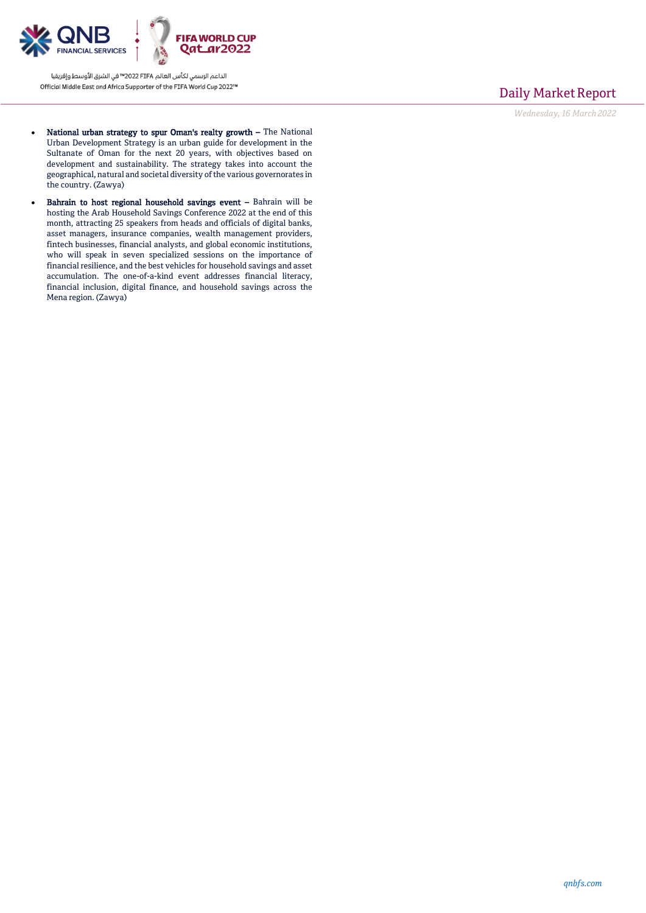- **National urban strategy to spur Oman's realty growth –** The National Urban Development Strategy is an urban guide for development in the Sultanate of Oman for the next 20 years, with objectives based on development and sustainability. The strategy takes into account the geographical, natural and societal diversity of the various governorates in the country. (Zawya)
- **Bahrain to host regional household savings event –** Bahrain will be hosting the Arab Household Savings Conference 2022 at the end of this month, attracting 25 speakers from heads and officials of digital banks, asset managers, insurance companies, wealth management providers, fintech businesses, financial analysts, and global economic institutions, who will speak in seven specialized sessions on the importance of financial resilience, and the best vehicles for household savings and asset accumulation. The one-of-a-kind event addresses financial literacy, financial inclusion, digital finance, and household savings across the Mena region. (Zawya)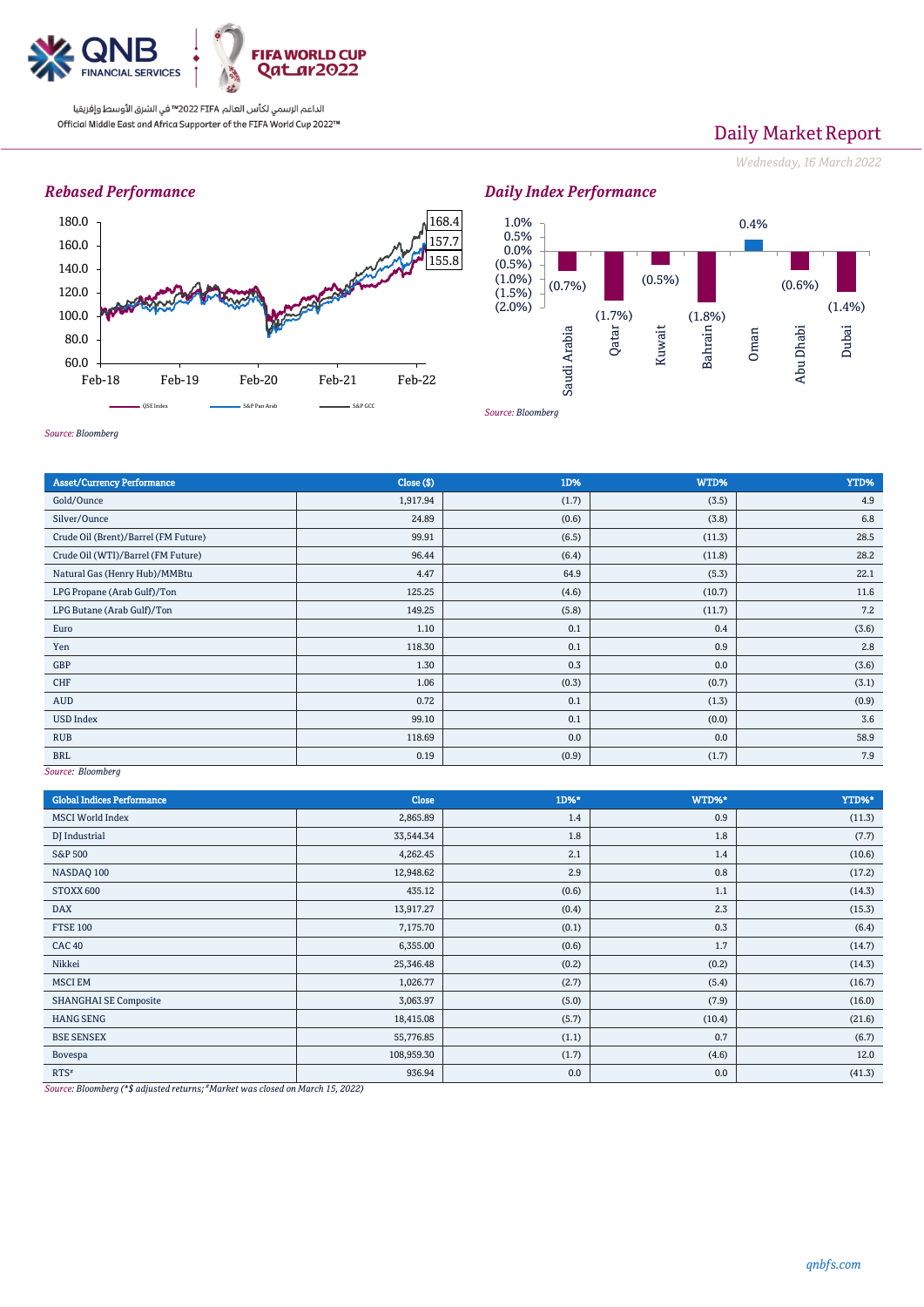QNB FINANCIAL SERVICES

FIFA WORLD CUP Qatar2022

الداعم الرسمي لكأس العالم FIFA 2022™ في الشرق الأوسط وإفريقيا
Official Middle East and Africa Supporter of the FIFA World Cup 2022™

# Daily Market Report

*Wednesday, 16 March 2022*

### *Rebased Performance*

180.0
160.0
140.0
120.0
100.0
80.0
60.0

Feb-18 Feb-19 Feb-20 Feb-21 Feb-22

168.4
157.7
155.8

QSE Index — S&P Pan Arab — S&P GCC

*Source: Bloomberg*

### *Daily Index Performance*

| Saudi Arabia | Qatar | Kuwait | Bahrain | Oman | Abu Dhabi | Dubai |
|---|---|---|---|---|---|---|
| (0.7%) | (1.7%) | (0.5%) | (1.8%) | 0.4% | (0.6%) | (1.4%) |

*Source: Bloomberg*

| Asset/Currency Performance | Close ($) | 1D% | WTD% | YTD% |
|---|---|---|---|---|
| Gold/Ounce | 1,917.94 | (1.7) | (3.5) | 4.9 |
| Silver/Ounce | 24.89 | (0.6) | (3.8) | 6.8 |
| Crude Oil (Brent)/Barrel (FM Future) | 99.91 | (6.5) | (11.3) | 28.5 |
| Crude Oil (WTI)/Barrel (FM Future) | 96.44 | (6.4) | (11.8) | 28.2 |
| Natural Gas (Henry Hub)/MMBtu | 4.47 | 64.9 | (5.3) | 22.1 |
| LPG Propane (Arab Gulf)/Ton | 125.25 | (4.6) | (10.7) | 11.6 |
| LPG Butane (Arab Gulf)/Ton | 149.25 | (5.8) | (11.7) | 7.2 |
| Euro | 1.10 | 0.1 | 0.4 | (3.6) |
| Yen | 118.30 | 0.1 | 0.9 | 2.8 |
| GBP | 1.30 | 0.3 | 0.0 | (3.6) |
| CHF | 1.06 | (0.3) | (0.7) | (3.1) |
| AUD | 0.72 | 0.1 | (1.3) | (0.9) |
| USD Index | 99.10 | 0.1 | (0.0) | 3.6 |
| RUB | 118.69 | 0.0 | 0.0 | 58.9 |
| BRL | 0.19 | (0.9) | (1.7) | 7.9 |

*Source: Bloomberg*

| Global Indices Performance | Close | 1D%* | WTD%* | YTD%* |
|---|---|---|---|---|
| MSCI World Index | 2,865.89 | 1.4 | 0.9 | (11.3) |
| DJ Industrial | 33,544.34 | 1.8 | 1.8 | (7.7) |
| S&P 500 | 4,262.45 | 2.1 | 1.4 | (10.6) |
| NASDAQ 100 | 12,948.62 | 2.9 | 0.8 | (17.2) |
| STOXX 600 | 435.12 | (0.6) | 1.1 | (14.3) |
| DAX | 13,917.27 | (0.4) | 2.3 | (15.3) |
| FTSE 100 | 7,175.70 | (0.1) | 0.3 | (6.4) |
| CAC 40 | 6,355.00 | (0.6) | 1.7 | (14.7) |
| Nikkei | 25,346.48 | (0.2) | (0.2) | (14.3) |
| MSCI EM | 1,026.77 | (2.7) | (5.4) | (16.7) |
| SHANGHAI SE Composite | 3,063.97 | (5.0) | (7.9) | (16.0) |
| HANG SENG | 18,415.08 | (5.7) | (10.4) | (21.6) |
| BSE SENSEX | 55,776.85 | (1.1) | 0.7 | (6.7) |
| Bovespa | 108,959.30 | (1.7) | (4.6) | 12.0 |
| RTS# | 936.94 | 0.0 | 0.0 | (41.3) |

*Source: Bloomberg (*$ adjusted returns; #Market was closed on March 15, 2022)*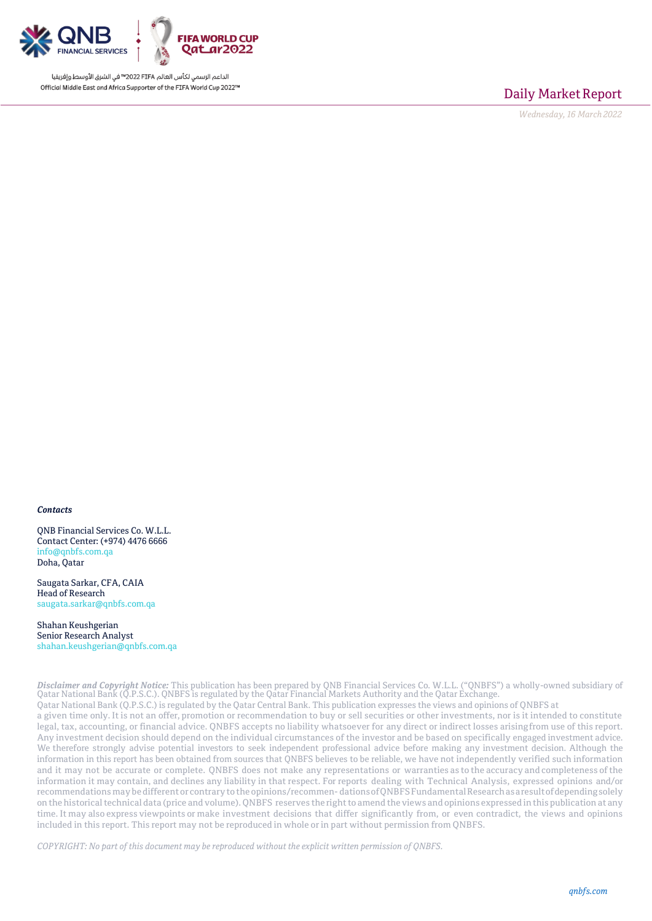Daily Market Report

*Wednesday, 16 March 2022*

***Contacts***

QNB Financial Services Co. W.L.L.
Contact Center: (+974) 4476 6666
info@qnbfs.com.qa
Doha, Qatar

Saugata Sarkar, CFA, CAIA
Head of Research
saugata.sarkar@qnbfs.com.qa

Shahan Keushgerian
Senior Research Analyst
shahan.keushgerian@qnbfs.com.qa

***Disclaimer and Copyright Notice:*** This publication has been prepared by QNB Financial Services Co. W.L.L. ("QNBFS") a wholly-owned subsidiary of Qatar National Bank (Q.P.S.C.). QNBFS is regulated by the Qatar Financial Markets Authority and the Qatar Exchange. Qatar National Bank (Q.P.S.C.) is regulated by the Qatar Central Bank. This publication expresses the views and opinions of QNBFS at a given time only. It is not an offer, promotion or recommendation to buy or sell securities or other investments, nor is it intended to constitute legal, tax, accounting, or financial advice. QNBFS accepts no liability whatsoever for any direct or indirect losses arising from use of this report. Any investment decision should depend on the individual circumstances of the investor and be based on specifically engaged investment advice. We therefore strongly advise potential investors to seek independent professional advice before making any investment decision. Although the information in this report has been obtained from sources that QNBFS believes to be reliable, we have not independently verified such information and it may not be accurate or complete. QNBFS does not make any representations or warranties as to the accuracy and completeness of the information it may contain, and declines any liability in that respect. For reports dealing with Technical Analysis, expressed opinions and/or recommendations may be different or contrary to the opinions/recommen- dations of QNBFS Fundamental Research as a result of depending solely on the historical technical data (price and volume). QNBFS reserves the right to amend the views and opinions expressed in this publication at any time. It may also express viewpoints or make investment decisions that differ significantly from, or even contradict, the views and opinions included in this report. This report may not be reproduced in whole or in part without permission from QNBFS.

*COPYRIGHT: No part of this document may be reproduced without the explicit written permission of QNBFS.*